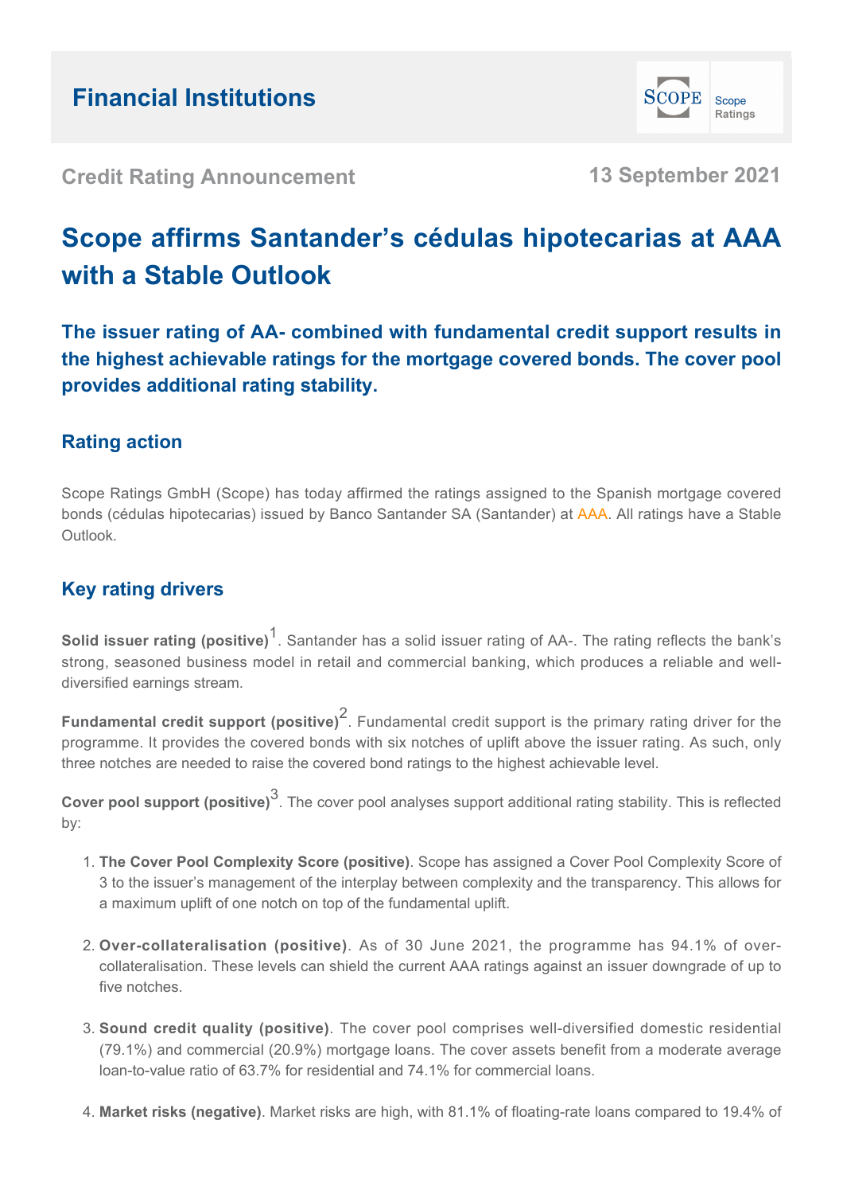Financial Institutions

Credit Rating Announcement

13 September 2021

# Scope affirms Santander's cédulas hipotecarias at AAA with a Stable Outlook

**The issuer rating of AA- combined with fundamental credit support results in the highest achievable ratings for the mortgage covered bonds. The cover pool provides additional rating stability.**

## Rating action

Scope Ratings GmbH (Scope) has today affirmed the ratings assigned to the Spanish mortgage covered bonds (cédulas hipotecarias) issued by Banco Santander SA (Santander) at AAA. All ratings have a Stable Outlook.

## Key rating drivers

**Solid issuer rating (positive)**[1]. Santander has a solid issuer rating of AA-. The rating reflects the bank's strong, seasoned business model in retail and commercial banking, which produces a reliable and well-diversified earnings stream.

**Fundamental credit support (positive)**[2]. Fundamental credit support is the primary rating driver for the programme. It provides the covered bonds with six notches of uplift above the issuer rating. As such, only three notches are needed to raise the covered bond ratings to the highest achievable level.

**Cover pool support (positive)**[3]. The cover pool analyses support additional rating stability. This is reflected by:

1. **The Cover Pool Complexity Score (positive)**. Scope has assigned a Cover Pool Complexity Score of 3 to the issuer's management of the interplay between complexity and the transparency. This allows for a maximum uplift of one notch on top of the fundamental uplift.

2. **Over-collateralisation (positive)**. As of 30 June 2021, the programme has 94.1% of over-collateralisation. These levels can shield the current AAA ratings against an issuer downgrade of up to five notches.

3. **Sound credit quality (positive)**. The cover pool comprises well-diversified domestic residential (79.1%) and commercial (20.9%) mortgage loans. The cover assets benefit from a moderate average loan-to-value ratio of 63.7% for residential and 74.1% for commercial loans.

4. **Market risks (negative)**. Market risks are high, with 81.1% of floating-rate loans compared to 19.4% of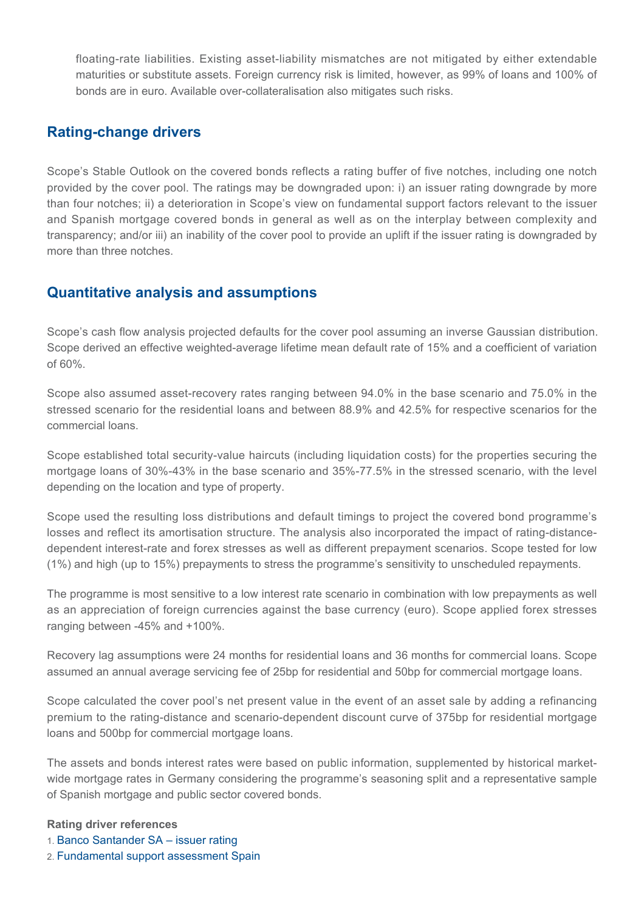floating-rate liabilities. Existing asset-liability mismatches are not mitigated by either extendable maturities or substitute assets. Foreign currency risk is limited, however, as 99% of loans and 100% of bonds are in euro. Available over-collateralisation also mitigates such risks.

## Rating-change drivers

Scope's Stable Outlook on the covered bonds reflects a rating buffer of five notches, including one notch provided by the cover pool. The ratings may be downgraded upon: i) an issuer rating downgrade by more than four notches; ii) a deterioration in Scope's view on fundamental support factors relevant to the issuer and Spanish mortgage covered bonds in general as well as on the interplay between complexity and transparency; and/or iii) an inability of the cover pool to provide an uplift if the issuer rating is downgraded by more than three notches.

## Quantitative analysis and assumptions

Scope's cash flow analysis projected defaults for the cover pool assuming an inverse Gaussian distribution. Scope derived an effective weighted-average lifetime mean default rate of 15% and a coefficient of variation of 60%.

Scope also assumed asset-recovery rates ranging between 94.0% in the base scenario and 75.0% in the stressed scenario for the residential loans and between 88.9% and 42.5% for respective scenarios for the commercial loans.

Scope established total security-value haircuts (including liquidation costs) for the properties securing the mortgage loans of 30%-43% in the base scenario and 35%-77.5% in the stressed scenario, with the level depending on the location and type of property.

Scope used the resulting loss distributions and default timings to project the covered bond programme's losses and reflect its amortisation structure. The analysis also incorporated the impact of rating-distance-dependent interest-rate and forex stresses as well as different prepayment scenarios. Scope tested for low (1%) and high (up to 15%) prepayments to stress the programme's sensitivity to unscheduled repayments.

The programme is most sensitive to a low interest rate scenario in combination with low prepayments as well as an appreciation of foreign currencies against the base currency (euro). Scope applied forex stresses ranging between -45% and +100%.

Recovery lag assumptions were 24 months for residential loans and 36 months for commercial loans. Scope assumed an annual average servicing fee of 25bp for residential and 50bp for commercial mortgage loans.

Scope calculated the cover pool's net present value in the event of an asset sale by adding a refinancing premium to the rating-distance and scenario-dependent discount curve of 375bp for residential mortgage loans and 500bp for commercial mortgage loans.

The assets and bonds interest rates were based on public information, supplemented by historical market-wide mortgage rates in Germany considering the programme's seasoning split and a representative sample of Spanish mortgage and public sector covered bonds.

**Rating driver references**

1. Banco Santander SA – issuer rating
2. Fundamental support assessment Spain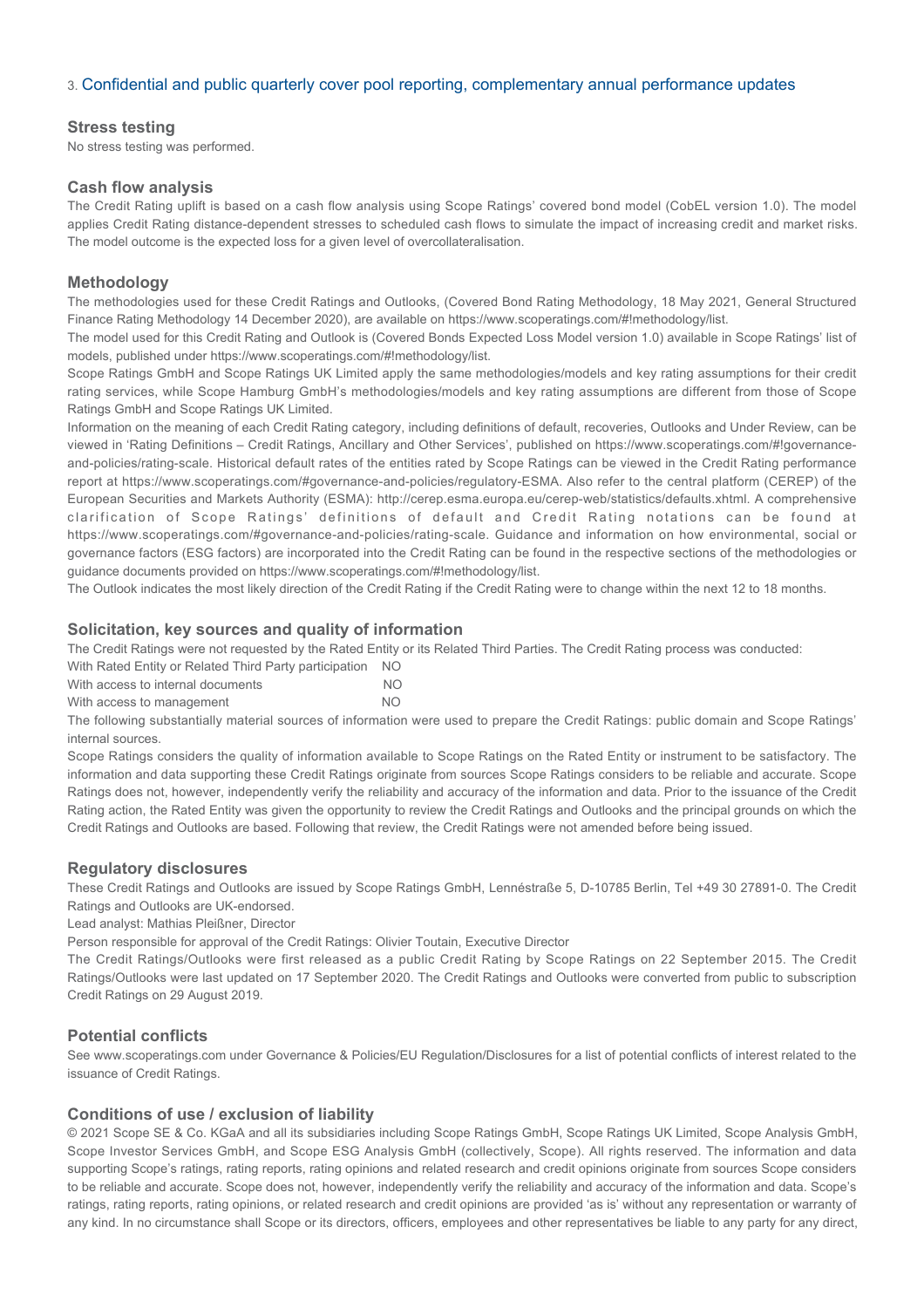3. Confidential and public quarterly cover pool reporting, complementary annual performance updates

### Stress testing

No stress testing was performed.

### Cash flow analysis

The Credit Rating uplift is based on a cash flow analysis using Scope Ratings' covered bond model (CobEL version 1.0). The model applies Credit Rating distance-dependent stresses to scheduled cash flows to simulate the impact of increasing credit and market risks. The model outcome is the expected loss for a given level of overcollateralisation.

### Methodology

The methodologies used for these Credit Ratings and Outlooks, (Covered Bond Rating Methodology, 18 May 2021, General Structured Finance Rating Methodology 14 December 2020), are available on https://www.scoperatings.com/#!methodology/list.

The model used for this Credit Rating and Outlook is (Covered Bonds Expected Loss Model version 1.0) available in Scope Ratings' list of models, published under https://www.scoperatings.com/#!methodology/list.

Scope Ratings GmbH and Scope Ratings UK Limited apply the same methodologies/models and key rating assumptions for their credit rating services, while Scope Hamburg GmbH's methodologies/models and key rating assumptions are different from those of Scope Ratings GmbH and Scope Ratings UK Limited.

Information on the meaning of each Credit Rating category, including definitions of default, recoveries, Outlooks and Under Review, can be viewed in 'Rating Definitions – Credit Ratings, Ancillary and Other Services', published on https://www.scoperatings.com/#!governance-and-policies/rating-scale. Historical default rates of the entities rated by Scope Ratings can be viewed in the Credit Rating performance report at https://www.scoperatings.com/#governance-and-policies/regulatory-ESMA. Also refer to the central platform (CEREP) of the European Securities and Markets Authority (ESMA): http://cerep.esma.europa.eu/cerep-web/statistics/defaults.xhtml. A comprehensive clarification of Scope Ratings' definitions of default and Credit Rating notations can be found at https://www.scoperatings.com/#governance-and-policies/rating-scale. Guidance and information on how environmental, social or governance factors (ESG factors) are incorporated into the Credit Rating can be found in the respective sections of the methodologies or guidance documents provided on https://www.scoperatings.com/#!methodology/list.

The Outlook indicates the most likely direction of the Credit Rating if the Credit Rating were to change within the next 12 to 18 months.

### Solicitation, key sources and quality of information

The Credit Ratings were not requested by the Rated Entity or its Related Third Parties. The Credit Rating process was conducted:

With Rated Entity or Related Third Party participation NO
With access to internal documents NO
With access to management NO

The following substantially material sources of information were used to prepare the Credit Ratings: public domain and Scope Ratings' internal sources.

Scope Ratings considers the quality of information available to Scope Ratings on the Rated Entity or instrument to be satisfactory. The information and data supporting these Credit Ratings originate from sources Scope Ratings considers to be reliable and accurate. Scope Ratings does not, however, independently verify the reliability and accuracy of the information and data. Prior to the issuance of the Credit Rating action, the Rated Entity was given the opportunity to review the Credit Ratings and Outlooks and the principal grounds on which the Credit Ratings and Outlooks are based. Following that review, the Credit Ratings were not amended before being issued.

### Regulatory disclosures

These Credit Ratings and Outlooks are issued by Scope Ratings GmbH, Lennéstraße 5, D-10785 Berlin, Tel +49 30 27891-0. The Credit Ratings and Outlooks are UK-endorsed.

Lead analyst: Mathias Pleißner, Director

Person responsible for approval of the Credit Ratings: Olivier Toutain, Executive Director

The Credit Ratings/Outlooks were first released as a public Credit Rating by Scope Ratings on 22 September 2015. The Credit Ratings/Outlooks were last updated on 17 September 2020. The Credit Ratings and Outlooks were converted from public to subscription Credit Ratings on 29 August 2019.

### Potential conflicts

See www.scoperatings.com under Governance & Policies/EU Regulation/Disclosures for a list of potential conflicts of interest related to the issuance of Credit Ratings.

### Conditions of use / exclusion of liability

© 2021 Scope SE & Co. KGaA and all its subsidiaries including Scope Ratings GmbH, Scope Ratings UK Limited, Scope Analysis GmbH, Scope Investor Services GmbH, and Scope ESG Analysis GmbH (collectively, Scope). All rights reserved. The information and data supporting Scope's ratings, rating reports, rating opinions and related research and credit opinions originate from sources Scope considers to be reliable and accurate. Scope does not, however, independently verify the reliability and accuracy of the information and data. Scope's ratings, rating reports, rating opinions, or related research and credit opinions are provided 'as is' without any representation or warranty of any kind. In no circumstance shall Scope or its directors, officers, employees and other representatives be liable to any party for any direct,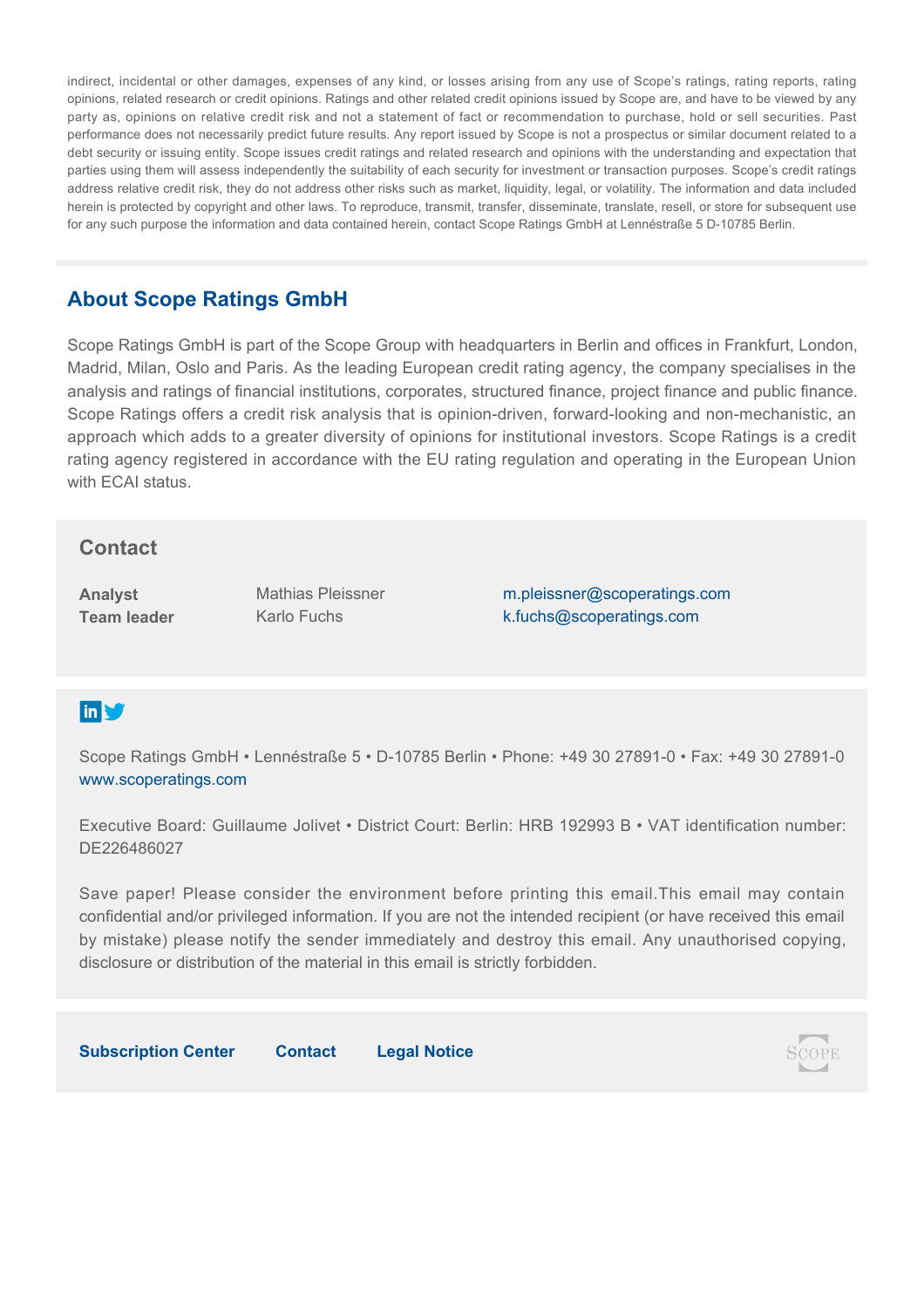indirect, incidental or other damages, expenses of any kind, or losses arising from any use of Scope's ratings, rating reports, rating opinions, related research or credit opinions. Ratings and other related credit opinions issued by Scope are, and have to be viewed by any party as, opinions on relative credit risk and not a statement of fact or recommendation to purchase, hold or sell securities. Past performance does not necessarily predict future results. Any report issued by Scope is not a prospectus or similar document related to a debt security or issuing entity. Scope issues credit ratings and related research and opinions with the understanding and expectation that parties using them will assess independently the suitability of each security for investment or transaction purposes. Scope's credit ratings address relative credit risk, they do not address other risks such as market, liquidity, legal, or volatility. The information and data included herein is protected by copyright and other laws. To reproduce, transmit, transfer, disseminate, translate, resell, or store for subsequent use for any such purpose the information and data contained herein, contact Scope Ratings GmbH at Lennéstraße 5 D-10785 Berlin.

## About Scope Ratings GmbH

Scope Ratings GmbH is part of the Scope Group with headquarters in Berlin and offices in Frankfurt, London, Madrid, Milan, Oslo and Paris. As the leading European credit rating agency, the company specialises in the analysis and ratings of financial institutions, corporates, structured finance, project finance and public finance. Scope Ratings offers a credit risk analysis that is opinion-driven, forward-looking and non-mechanistic, an approach which adds to a greater diversity of opinions for institutional investors. Scope Ratings is a credit rating agency registered in accordance with the EU rating regulation and operating in the European Union with ECAI status.

## Contact

| | | |
|---|---|---|
| **Analyst** | Mathias Pleissner | m.pleissner@scoperatings.com |
| **Team leader** | Karlo Fuchs | k.fuchs@scoperatings.com |

Scope Ratings GmbH • Lennéstraße 5 • D-10785 Berlin • Phone: +49 30 27891-0 • Fax: +49 30 27891-0
www.scoperatings.com

Executive Board: Guillaume Jolivet • District Court: Berlin: HRB 192993 B • VAT identification number: DE226486027

Save paper! Please consider the environment before printing this email.This email may contain confidential and/or privileged information. If you are not the intended recipient (or have received this email by mistake) please notify the sender immediately and destroy this email. Any unauthorised copying, disclosure or distribution of the material in this email is strictly forbidden.

**Subscription Center** **Contact** **Legal Notice**